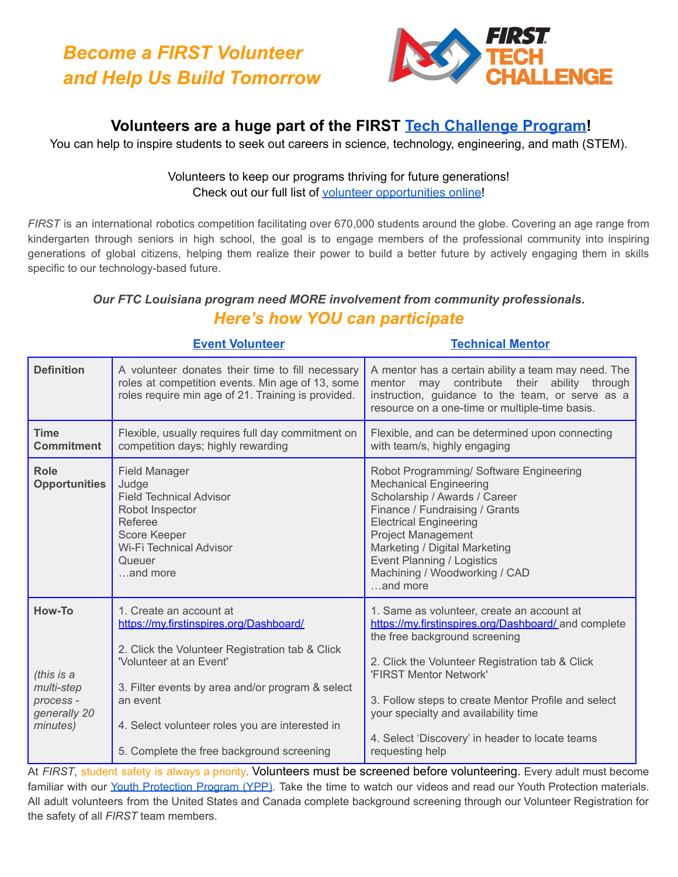# *Become a FIRST Volunteer and Help Us Build Tomorrow*

FIRST TECH CHALLENGE

## Volunteers are a huge part of the FIRST Tech Challenge Program!

You can help to inspire students to seek out careers in science, technology, engineering, and math (STEM).

Volunteers to keep our programs thriving for future generations!
Check out our full list of volunteer opportunities online!

*FIRST* is an international robotics competition facilitating over 670,000 students around the globe. Covering an age range from kindergarten through seniors in high school, the goal is to engage members of the professional community into inspiring generations of global citizens, helping them realize their power to build a better future by actively engaging them in skills specific to our technology-based future.

***Our FTC Louisiana program need MORE involvement from community professionals.***

### *Here's how YOU can participate*

| | Event Volunteer | Technical Mentor |
|---|---|---|
| **Definition** | A volunteer donates their time to fill necessary roles at competition events. Min age of 13, some roles require min age of 21. Training is provided. | A mentor has a certain ability a team may need. The mentor may contribute their ability through instruction, guidance to the team, or serve as a resource on a one-time or multiple-time basis. |
| **Time Commitment** | Flexible, usually requires full day commitment on competition days; highly rewarding | Flexible, and can be determined upon connecting with team/s, highly engaging |
| **Role Opportunities** | Field Manager<br>Judge<br>Field Technical Advisor<br>Robot Inspector<br>Referee<br>Score Keeper<br>Wi-Fi Technical Advisor<br>Queuer<br>…and more | Robot Programming/ Software Engineering<br>Mechanical Engineering<br>Scholarship / Awards / Career<br>Finance / Fundraising / Grants<br>Electrical Engineering<br>Project Management<br>Marketing / Digital Marketing<br>Event Planning / Logistics<br>Machining / Woodworking / CAD<br>…and more |
| **How-To**<br><br>*(this is a multi-step process - generally 20 minutes)* | 1. Create an account at https://my.firstinspires.org/Dashboard/<br><br>2. Click the Volunteer Registration tab & Click 'Volunteer at an Event'<br><br>3. Filter events by area and/or program & select an event<br><br>4. Select volunteer roles you are interested in<br><br>5. Complete the free background screening | 1. Same as volunteer, create an account at https://my.firstinspires.org/Dashboard/ and complete the free background screening<br><br>2. Click the Volunteer Registration tab & Click 'FIRST Mentor Network'<br><br>3. Follow steps to create Mentor Profile and select your specialty and availability time<br><br>4. Select 'Discovery' in header to locate teams requesting help |

At *FIRST*, student safety is always a priority. Volunteers must be screened before volunteering. Every adult must become familiar with our Youth Protection Program (YPP). Take the time to watch our videos and read our Youth Protection materials. All adult volunteers from the United States and Canada complete background screening through our Volunteer Registration for the safety of all *FIRST* team members.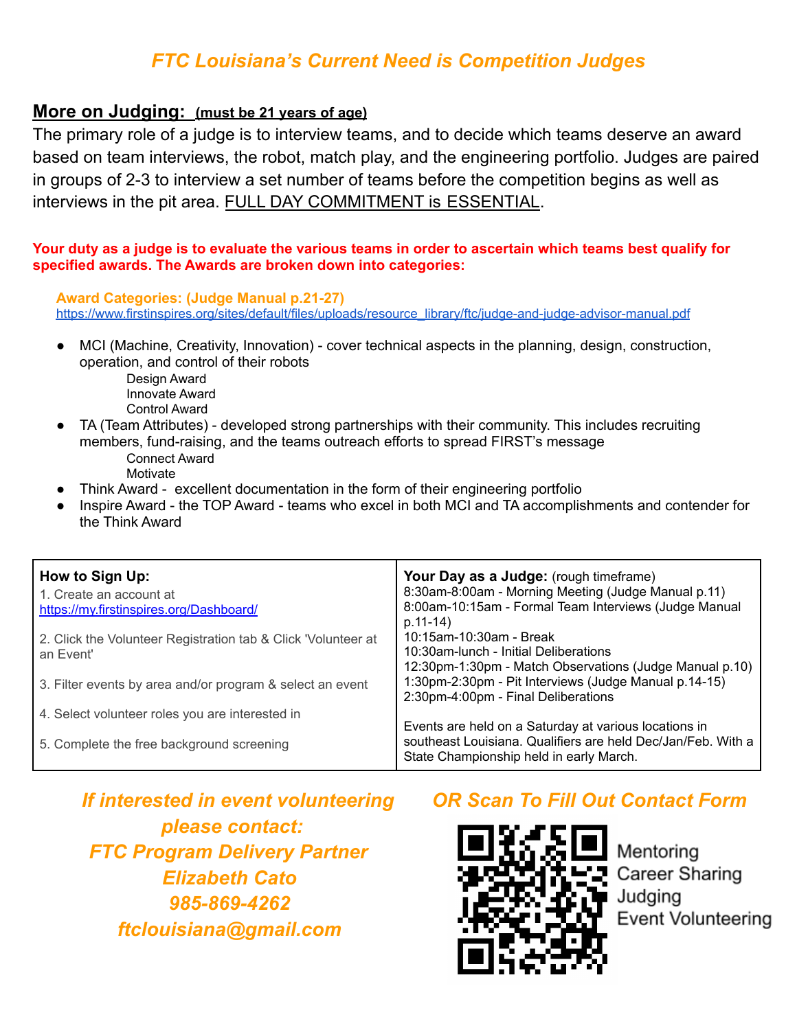# *FTC Louisiana's Current Need is Competition Judges*

## More on Judging: (must be 21 years of age)

The primary role of a judge is to interview teams, and to decide which teams deserve an award based on team interviews, the robot, match play, and the engineering portfolio. Judges are paired in groups of 2-3 to interview a set number of teams before the competition begins as well as interviews in the pit area. FULL DAY COMMITMENT is ESSENTIAL.

**Your duty as a judge is to evaluate the various teams in order to ascertain which teams best qualify for specified awards. The Awards are broken down into categories:**

**Award Categories: (Judge Manual p.21-27)**
https://www.firstinspires.org/sites/default/files/uploads/resource_library/ftc/judge-and-judge-advisor-manual.pdf

- MCI (Machine, Creativity, Innovation) - cover technical aspects in the planning, design, construction, operation, and control of their robots
  - Design Award
  - Innovate Award
  - Control Award
- TA (Team Attributes) - developed strong partnerships with their community. This includes recruiting members, fund-raising, and the teams outreach efforts to spread FIRST's message
  - Connect Award
  - Motivate
- Think Award - excellent documentation in the form of their engineering portfolio
- Inspire Award - the TOP Award - teams who excel in both MCI and TA accomplishments and contender for the Think Award

| **How to Sign Up:** | **Your Day as a Judge:** (rough timeframe) |
|---|---|
| 1. Create an account at https://my.firstinspires.org/Dashboard/ <br><br> 2. Click the Volunteer Registration tab & Click 'Volunteer at an Event' <br><br> 3. Filter events by area and/or program & select an event <br><br> 4. Select volunteer roles you are interested in <br><br> 5. Complete the free background screening | 8:30am-8:00am - Morning Meeting (Judge Manual p.11) <br> 8:00am-10:15am - Formal Team Interviews (Judge Manual p.11-14) <br> 10:15am-10:30am - Break <br> 10:30am-lunch - Initial Deliberations <br> 12:30pm-1:30pm - Match Observations (Judge Manual p.10) <br> 1:30pm-2:30pm - Pit Interviews (Judge Manual p.14-15) <br> 2:30pm-4:00pm - Final Deliberations <br><br> Events are held on a Saturday at various locations in southeast Louisiana. Qualifiers are held Dec/Jan/Feb. With a State Championship held in early March. |

***If interested in event volunteering please contact:***
***FTC Program Delivery Partner***
***Elizabeth Cato***
***985-869-4262***
***ftclouisiana@gmail.com***

***OR Scan To Fill Out Contact Form***

Mentoring
Career Sharing
Judging
Event Volunteering